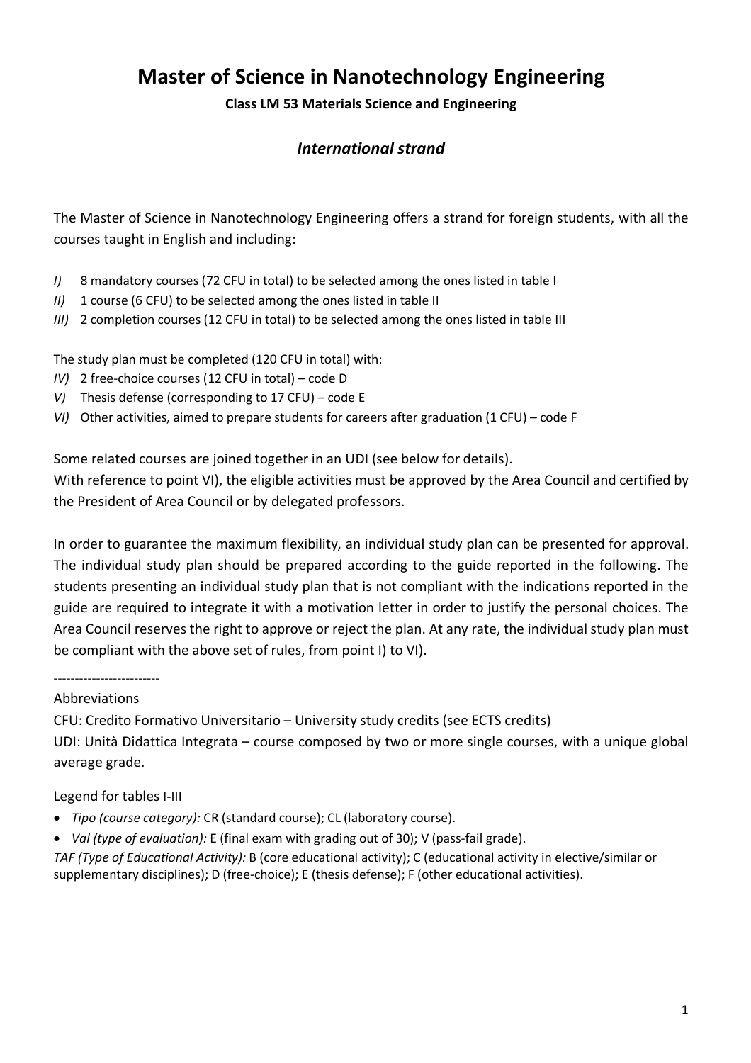# Master of Science in Nanotechnology Engineering

**Class LM 53 Materials Science and Engineering**

## *International strand*

The Master of Science in Nanotechnology Engineering offers a strand for foreign students, with all the courses taught in English and including:

*I)* 8 mandatory courses (72 CFU in total) to be selected among the ones listed in table I
*II)* 1 course (6 CFU) to be selected among the ones listed in table II
*III)* 2 completion courses (12 CFU in total) to be selected among the ones listed in table III

The study plan must be completed (120 CFU in total) with:
*IV)* 2 free-choice courses (12 CFU in total) – code D
*V)* Thesis defense (corresponding to 17 CFU) – code E
*VI)* Other activities, aimed to prepare students for careers after graduation (1 CFU) – code F

Some related courses are joined together in an UDI (see below for details).
With reference to point VI), the eligible activities must be approved by the Area Council and certified by the President of Area Council or by delegated professors.

In order to guarantee the maximum flexibility, an individual study plan can be presented for approval. The individual study plan should be prepared according to the guide reported in the following. The students presenting an individual study plan that is not compliant with the indications reported in the guide are required to integrate it with a motivation letter in order to justify the personal choices. The Area Council reserves the right to approve or reject the plan. At any rate, the individual study plan must be compliant with the above set of rules, from point I) to VI).

-------------------------

Abbreviations

CFU: Credito Formativo Universitario – University study credits (see ECTS credits)
UDI: Unità Didattica Integrata – course composed by two or more single courses, with a unique global average grade.

Legend for tables I-III

- *Tipo (course category):* CR (standard course); CL (laboratory course).
- *Val (type of evaluation):* E (final exam with grading out of 30); V (pass-fail grade).

*TAF (Type of Educational Activity):* B (core educational activity); C (educational activity in elective/similar or supplementary disciplines); D (free-choice); E (thesis defense); F (other educational activities).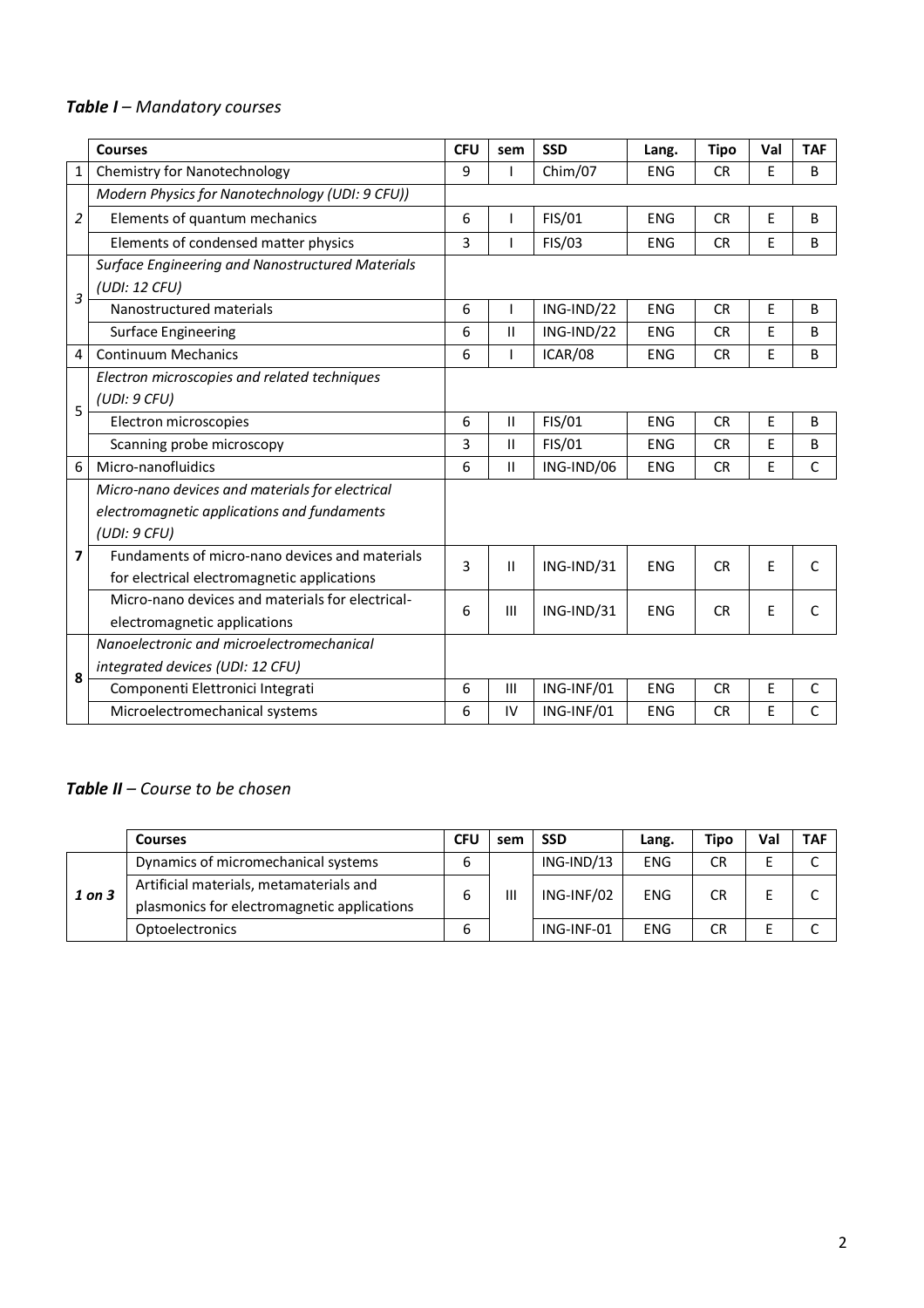### ***Table I*** *– Mandatory courses*

| | Courses | CFU | sem | SSD | Lang. | Tipo | Val | TAF |
|---|---|---|---|---|---|---|---|---|
| 1 | Chemistry for Nanotechnology | 9 | I | Chim/07 | ENG | CR | E | B |
| *2* | *Modern Physics for Nanotechnology (UDI: 9 CFU))* | | | | | | | |
| | Elements of quantum mechanics | 6 | I | FIS/01 | ENG | CR | E | B |
| | Elements of condensed matter physics | 3 | I | FIS/03 | ENG | CR | E | B |
| *3* | *Surface Engineering and Nanostructured Materials (UDI: 12 CFU)* | | | | | | | |
| | Nanostructured materials | 6 | I | ING-IND/22 | ENG | CR | E | B |
| | Surface Engineering | 6 | II | ING-IND/22 | ENG | CR | E | B |
| 4 | Continuum Mechanics | 6 | I | ICAR/08 | ENG | CR | E | B |
| 5 | *Electron microscopies and related techniques (UDI: 9 CFU)* | | | | | | | |
| | Electron microscopies | 6 | II | FIS/01 | ENG | CR | E | B |
| | Scanning probe microscopy | 3 | II | FIS/01 | ENG | CR | E | B |
| 6 | Micro-nanofluidics | 6 | II | ING-IND/06 | ENG | CR | E | C |
| **7** | *Micro-nano devices and materials for electrical electromagnetic applications and fundaments (UDI: 9 CFU)* | | | | | | | |
| | Fundaments of micro-nano devices and materials for electrical electromagnetic applications | 3 | II | ING-IND/31 | ENG | CR | E | C |
| | Micro-nano devices and materials for electrical-electromagnetic applications | 6 | III | ING-IND/31 | ENG | CR | E | C |
| **8** | *Nanoelectronic and microelectromechanical integrated devices (UDI: 12 CFU)* | | | | | | | |
| | Componenti Elettronici Integrati | 6 | III | ING-INF/01 | ENG | CR | E | C |
| | Microelectromechanical systems | 6 | IV | ING-INF/01 | ENG | CR | E | C |

### ***Table II*** *– Course to be chosen*

| | Courses | CFU | sem | SSD | Lang. | Tipo | Val | TAF |
|---|---|---|---|---|---|---|---|---|
| ***1 on 3*** | Dynamics of micromechanical systems | 6 | III | ING-IND/13 | ENG | CR | E | C |
| | Artificial materials, metamaterials and plasmonics for electromagnetic applications | 6 | | ING-INF/02 | ENG | CR | E | C |
| | Optoelectronics | 6 | | ING-INF-01 | ENG | CR | E | C |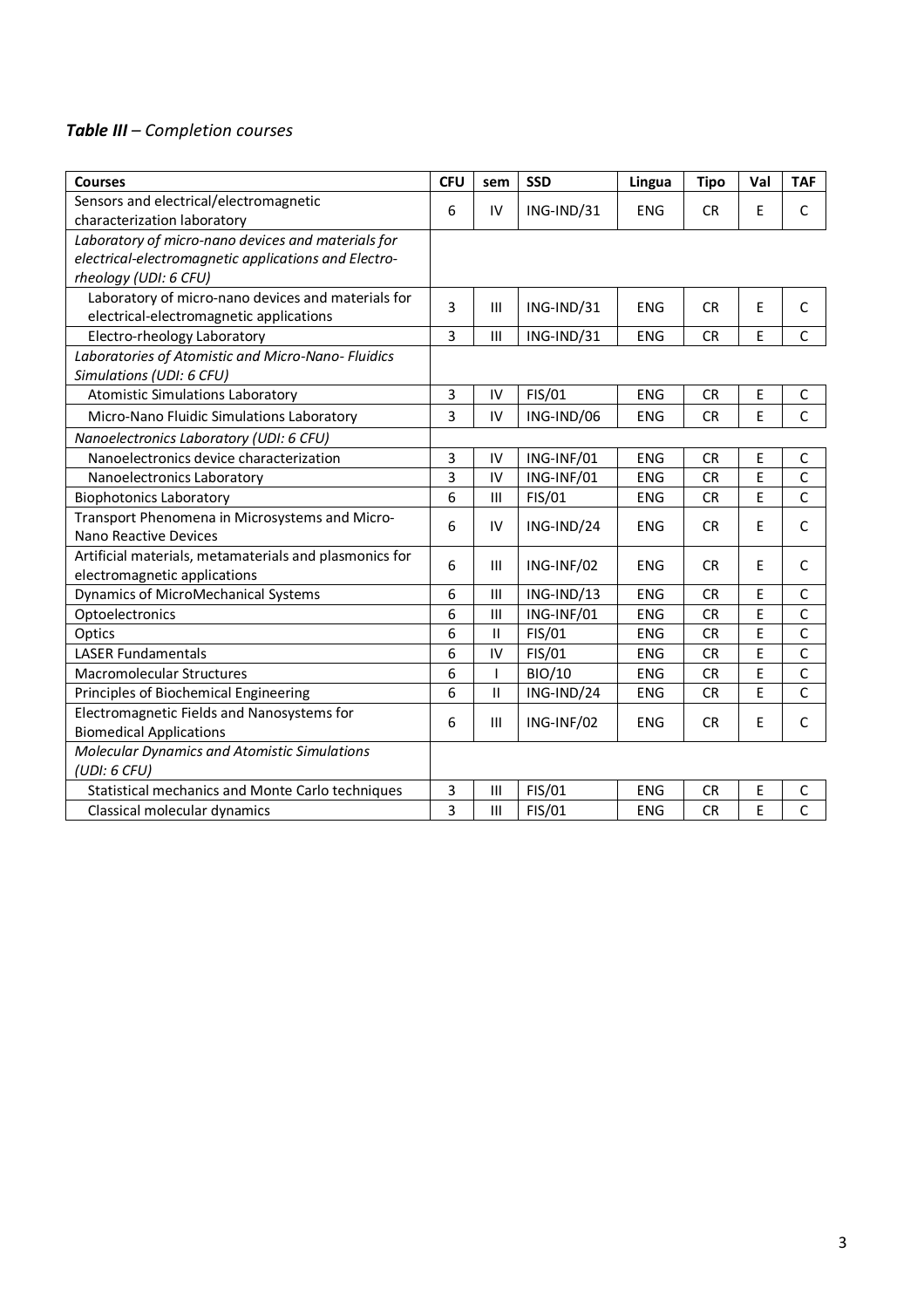## ***Table III*** *– Completion courses*

| Courses | CFU | sem | SSD | Lingua | Tipo | Val | TAF |
|---|---|---|---|---|---|---|---|
| Sensors and electrical/electromagnetic characterization laboratory | 6 | IV | ING-IND/31 | ENG | CR | E | C |
| *Laboratory of micro-nano devices and materials for electrical-electromagnetic applications and Electro-rheology (UDI: 6 CFU)* | | | | | | | |
| Laboratory of micro-nano devices and materials for electrical-electromagnetic applications | 3 | III | ING-IND/31 | ENG | CR | E | C |
| Electro-rheology Laboratory | 3 | III | ING-IND/31 | ENG | CR | E | C |
| *Laboratories of Atomistic and Micro-Nano- Fluidics Simulations (UDI: 6 CFU)* | | | | | | | |
| Atomistic Simulations Laboratory | 3 | IV | FIS/01 | ENG | CR | E | C |
| Micro-Nano Fluidic Simulations Laboratory | 3 | IV | ING-IND/06 | ENG | CR | E | C |
| *Nanoelectronics Laboratory (UDI: 6 CFU)* | | | | | | | |
| Nanoelectronics device characterization | 3 | IV | ING-INF/01 | ENG | CR | E | C |
| Nanoelectronics Laboratory | 3 | IV | ING-INF/01 | ENG | CR | E | C |
| Biophotonics Laboratory | 6 | III | FIS/01 | ENG | CR | E | C |
| Transport Phenomena in Microsystems and Micro-Nano Reactive Devices | 6 | IV | ING-IND/24 | ENG | CR | E | C |
| Artificial materials, metamaterials and plasmonics for electromagnetic applications | 6 | III | ING-INF/02 | ENG | CR | E | C |
| Dynamics of MicroMechanical Systems | 6 | III | ING-IND/13 | ENG | CR | E | C |
| Optoelectronics | 6 | III | ING-INF/01 | ENG | CR | E | C |
| Optics | 6 | II | FIS/01 | ENG | CR | E | C |
| LASER Fundamentals | 6 | IV | FIS/01 | ENG | CR | E | C |
| Macromolecular Structures | 6 | I | BIO/10 | ENG | CR | E | C |
| Principles of Biochemical Engineering | 6 | II | ING-IND/24 | ENG | CR | E | C |
| Electromagnetic Fields and Nanosystems for Biomedical Applications | 6 | III | ING-INF/02 | ENG | CR | E | C |
| *Molecular Dynamics and Atomistic Simulations (UDI: 6 CFU)* | | | | | | | |
| Statistical mechanics and Monte Carlo techniques | 3 | III | FIS/01 | ENG | CR | E | C |
| Classical molecular dynamics | 3 | III | FIS/01 | ENG | CR | E | C |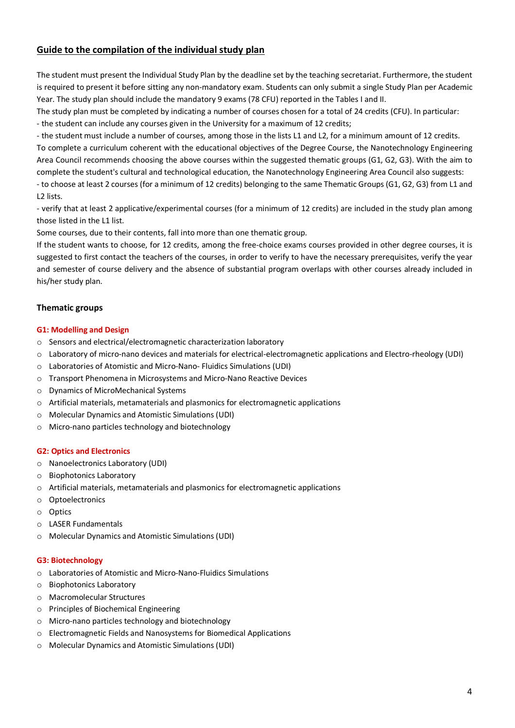## Guide to the compilation of the individual study plan

The student must present the Individual Study Plan by the deadline set by the teaching secretariat. Furthermore, the student is required to present it before sitting any non-mandatory exam. Students can only submit a single Study Plan per Academic Year. The study plan should include the mandatory 9 exams (78 CFU) reported in the Tables I and II.

The study plan must be completed by indicating a number of courses chosen for a total of 24 credits (CFU). In particular:

- the student can include any courses given in the University for a maximum of 12 credits;
- the student must include a number of courses, among those in the lists L1 and L2, for a minimum amount of 12 credits.

To complete a curriculum coherent with the educational objectives of the Degree Course, the Nanotechnology Engineering Area Council recommends choosing the above courses within the suggested thematic groups (G1, G2, G3). With the aim to complete the student's cultural and technological education, the Nanotechnology Engineering Area Council also suggests:

- to choose at least 2 courses (for a minimum of 12 credits) belonging to the same Thematic Groups (G1, G2, G3) from L1 and L2 lists.
- verify that at least 2 applicative/experimental courses (for a minimum of 12 credits) are included in the study plan among those listed in the L1 list.

Some courses, due to their contents, fall into more than one thematic group.

If the student wants to choose, for 12 credits, among the free-choice exams courses provided in other degree courses, it is suggested to first contact the teachers of the courses, in order to verify to have the necessary prerequisites, verify the year and semester of course delivery and the absence of substantial program overlaps with other courses already included in his/her study plan.

### Thematic groups

#### G1: Modelling and Design

- Sensors and electrical/electromagnetic characterization laboratory
- Laboratory of micro-nano devices and materials for electrical-electromagnetic applications and Electro-rheology (UDI)
- Laboratories of Atomistic and Micro-Nano- Fluidics Simulations (UDI)
- Transport Phenomena in Microsystems and Micro-Nano Reactive Devices
- Dynamics of MicroMechanical Systems
- Artificial materials, metamaterials and plasmonics for electromagnetic applications
- Molecular Dynamics and Atomistic Simulations (UDI)
- Micro-nano particles technology and biotechnology

#### G2: Optics and Electronics

- Nanoelectronics Laboratory (UDI)
- Biophotonics Laboratory
- Artificial materials, metamaterials and plasmonics for electromagnetic applications
- Optoelectronics
- Optics
- LASER Fundamentals
- Molecular Dynamics and Atomistic Simulations (UDI)

#### G3: Biotechnology

- Laboratories of Atomistic and Micro-Nano-Fluidics Simulations
- Biophotonics Laboratory
- Macromolecular Structures
- Principles of Biochemical Engineering
- Micro-nano particles technology and biotechnology
- Electromagnetic Fields and Nanosystems for Biomedical Applications
- Molecular Dynamics and Atomistic Simulations (UDI)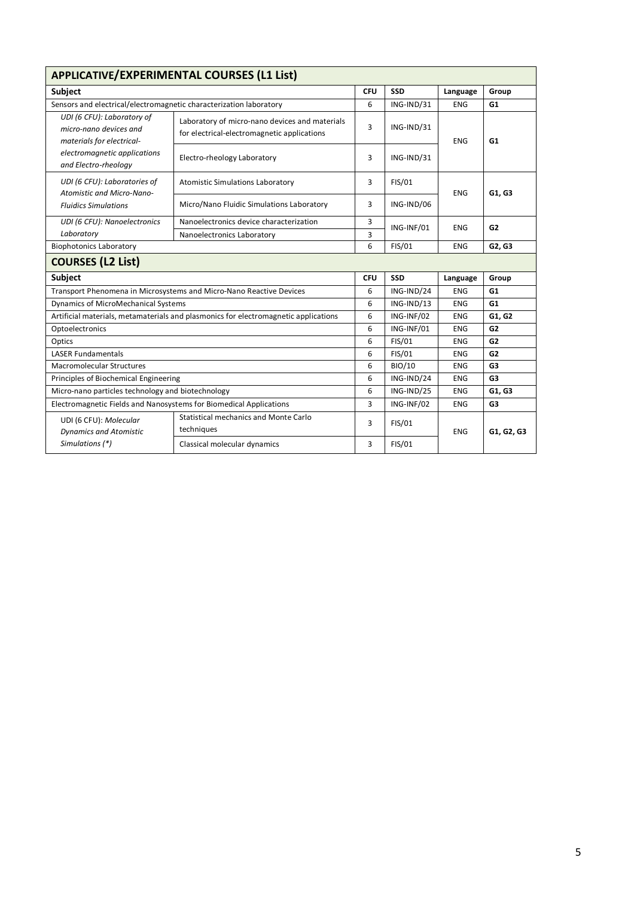## APPLICATIVE/EXPERIMENTAL COURSES (L1 List)

| Subject | | CFU | SSD | Language | Group |
|---|---|---|---|---|---|
| Sensors and electrical/electromagnetic characterization laboratory | | 6 | ING-IND/31 | ENG | **G1** |
| *UDI (6 CFU): Laboratory of micro-nano devices and materials for electrical-electromagnetic applications and Electro-rheology* | Laboratory of micro-nano devices and materials for electrical-electromagnetic applications | 3 | ING-IND/31 | ENG | **G1** |
| | Electro-rheology Laboratory | 3 | ING-IND/31 | | |
| *UDI (6 CFU): Laboratories of Atomistic and Micro-Nano-Fluidics Simulations* | Atomistic Simulations Laboratory | 3 | FIS/01 | ENG | **G1, G3** |
| | Micro/Nano Fluidic Simulations Laboratory | 3 | ING-IND/06 | | |
| *UDI (6 CFU): Nanoelectronics Laboratory* | Nanoelectronics device characterization | 3 | ING-INF/01 | ENG | **G2** |
| | Nanoelectronics Laboratory | 3 | | | |
| Biophotonics Laboratory | | 6 | FIS/01 | ENG | **G2, G3** |

## COURSES (L2 List)

| Subject | | CFU | SSD | Language | Group |
|---|---|---|---|---|---|
| Transport Phenomena in Microsystems and Micro-Nano Reactive Devices | | 6 | ING-IND/24 | ENG | **G1** |
| Dynamics of MicroMechanical Systems | | 6 | ING-IND/13 | ENG | **G1** |
| Artificial materials, metamaterials and plasmonics for electromagnetic applications | | 6 | ING-INF/02 | ENG | **G1, G2** |
| Optoelectronics | | 6 | ING-INF/01 | ENG | **G2** |
| Optics | | 6 | FIS/01 | ENG | **G2** |
| LASER Fundamentals | | 6 | FIS/01 | ENG | **G2** |
| Macromolecular Structures | | 6 | BIO/10 | ENG | **G3** |
| Principles of Biochemical Engineering | | 6 | ING-IND/24 | ENG | **G3** |
| Micro-nano particles technology and biotechnology | | 6 | ING-IND/25 | ENG | **G1, G3** |
| Electromagnetic Fields and Nanosystems for Biomedical Applications | | 3 | ING-INF/02 | ENG | **G3** |
| UDI (6 CFU): *Molecular Dynamics and Atomistic Simulations (*)* | Statistical mechanics and Monte Carlo techniques | 3 | FIS/01 | ENG | **G1, G2, G3** |
| | Classical molecular dynamics | 3 | FIS/01 | | |